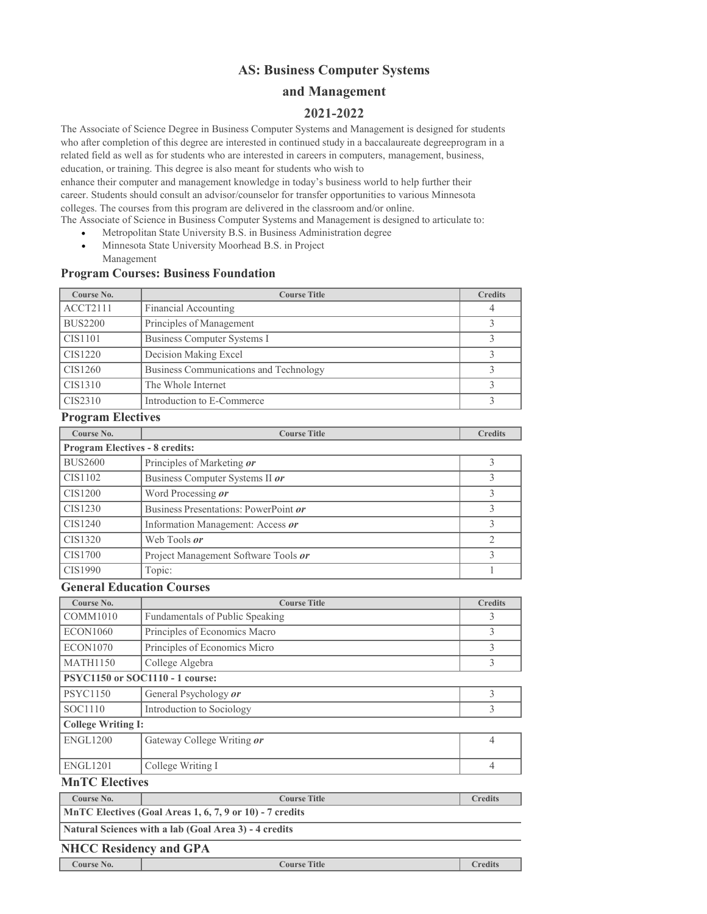# AS: Business Computer Systems and Management

## 2021-2022

The Associate of Science Degree in Business Computer Systems and Management is designed for students who after completion of this degree are interested in continued study in a baccalaureate degreeprogram in a related field as well as for students who are interested in careers in computers, management, business, education, or training. This degree is also meant for students who wish to enhance their computer and management knowledge in today's business world to help further their career. Students should consult an advisor/counselor for transfer opportunities to various Minnesota colleges. The courses from this program are delivered in the classroom and/or online.

The Associate of Science in Business Computer Systems and Management is designed to articulate to:

- Metropolitan State University B.S. in Business Administration degree
- Minnesota State University Moorhead B.S. in Project Management

### Program Courses: Business Foundation

| Course No. | Course Title | Credits |
|---|---|---|
| ACCT2111 | Financial Accounting | 4 |
| BUS2200 | Principles of Management | 3 |
| CIS1101 | Business Computer Systems I | 3 |
| CIS1220 | Decision Making Excel | 3 |
| CIS1260 | Business Communications and Technology | 3 |
| CIS1310 | The Whole Internet | 3 |
| CIS2310 | Introduction to E-Commerce | 3 |

### Program Electives

| Course No. | Course Title | Credits |
|---|---|---|
| **Program Electives - 8 credits:** | | |
| BUS2600 | Principles of Marketing ***or*** | 3 |
| CIS1102 | Business Computer Systems II ***or*** | 3 |
| CIS1200 | Word Processing ***or*** | 3 |
| CIS1230 | Business Presentations: PowerPoint ***or*** | 3 |
| CIS1240 | Information Management: Access ***or*** | 3 |
| CIS1320 | Web Tools ***or*** | 2 |
| CIS1700 | Project Management Software Tools ***or*** | 3 |
| CIS1990 | Topic: | 1 |

### General Education Courses

| Course No. | Course Title | Credits |
|---|---|---|
| COMM1010 | Fundamentals of Public Speaking | 3 |
| ECON1060 | Principles of Economics Macro | 3 |
| ECON1070 | Principles of Economics Micro | 3 |
| MATH1150 | College Algebra | 3 |
| **PSYC1150 or SOC1110 - 1 course:** | | |
| PSYC1150 | General Psychology ***or*** | 3 |
| SOC1110 | Introduction to Sociology | 3 |
| **College Writing I:** | | |
| ENGL1200 | Gateway College Writing ***or*** | 4 |
| ENGL1201 | College Writing I | 4 |

### MnTC Electives

| Course No. | Course Title | Credits |
|---|---|---|
| **MnTC Electives (Goal Areas 1, 6, 7, 9 or 10) - 7 credits** | | |
| **Natural Sciences with a lab (Goal Area 3) - 4 credits** | | |

### NHCC Residency and GPA

| Course No. | Course Title | Credits |
|---|---|---|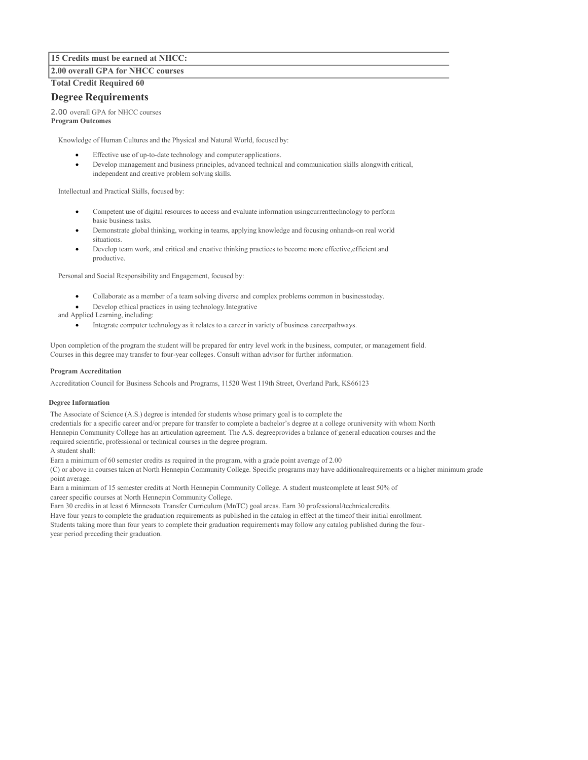| 15 Credits must be earned at NHCC: |
| --- |
| 2.00 overall GPA for NHCC courses |

**Total Credit Required 60**

## Degree Requirements

2.00 overall GPA for NHCC courses

**Program Outcomes**

Knowledge of Human Cultures and the Physical and Natural World, focused by:

- Effective use of up-to-date technology and computer applications.
- Develop management and business principles, advanced technical and communication skills alongwith critical, independent and creative problem solving skills.

Intellectual and Practical Skills, focused by:

- Competent use of digital resources to access and evaluate information usingcurrenttechnology to perform basic business tasks.
- Demonstrate global thinking, working in teams, applying knowledge and focusing onhands-on real world situations.
- Develop team work, and critical and creative thinking practices to become more effective,efficient and productive.

Personal and Social Responsibility and Engagement, focused by:

- Collaborate as a member of a team solving diverse and complex problems common in businesstoday.
- Develop ethical practices in using technology.Integrative

and Applied Learning, including:

- Integrate computer technology as it relates to a career in variety of business careerpathways.

Upon completion of the program the student will be prepared for entry level work in the business, computer, or management field. Courses in this degree may transfer to four-year colleges. Consult withan advisor for further information.

**Program Accreditation**

Accreditation Council for Business Schools and Programs, 11520 West 119th Street, Overland Park, KS66123

**Degree Information**

The Associate of Science (A.S.) degree is intended for students whose primary goal is to complete the credentials for a specific career and/or prepare for transfer to complete a bachelor's degree at a college oruniversity with whom North Hennepin Community College has an articulation agreement. The A.S. degreeprovides a balance of general education courses and the required scientific, professional or technical courses in the degree program.

A student shall:

Earn a minimum of 60 semester credits as required in the program, with a grade point average of 2.00 (C) or above in courses taken at North Hennepin Community College. Specific programs may have additionalrequirements or a higher minimum grade point average.

Earn a minimum of 15 semester credits at North Hennepin Community College. A student mustcomplete at least 50% of career specific courses at North Hennepin Community College.

Earn 30 credits in at least 6 Minnesota Transfer Curriculum (MnTC) goal areas. Earn 30 professional/technicalcredits.

Have four years to complete the graduation requirements as published in the catalog in effect at the timeof their initial enrollment. Students taking more than four years to complete their graduation requirements may follow any catalog published during the four-year period preceding their graduation.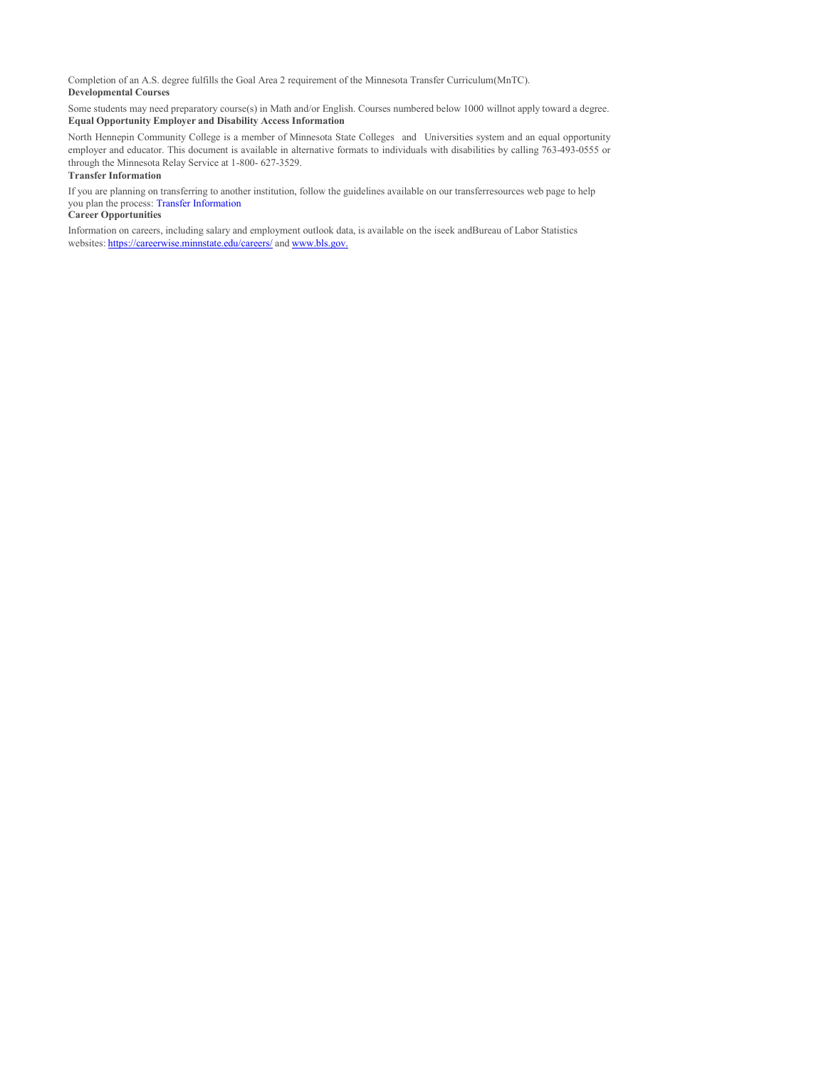Completion of an A.S. degree fulfills the Goal Area 2 requirement of the Minnesota Transfer Curriculum(MnTC).

**Developmental Courses**

Some students may need preparatory course(s) in Math and/or English. Courses numbered below 1000 willnot apply toward a degree.

**Equal Opportunity Employer and Disability Access Information**

North Hennepin Community College is a member of Minnesota State Colleges and Universities system and an equal opportunity employer and educator. This document is available in alternative formats to individuals with disabilities by calling 763-493-0555 or through the Minnesota Relay Service at 1-800- 627-3529.

**Transfer Information**

If you are planning on transferring to another institution, follow the guidelines available on our transferresources web page to help you plan the process: Transfer Information

**Career Opportunities**

Information on careers, including salary and employment outlook data, is available on the iseek andBureau of Labor Statistics websites: https://careerwise.minnstate.edu/careers/ and www.bls.gov.